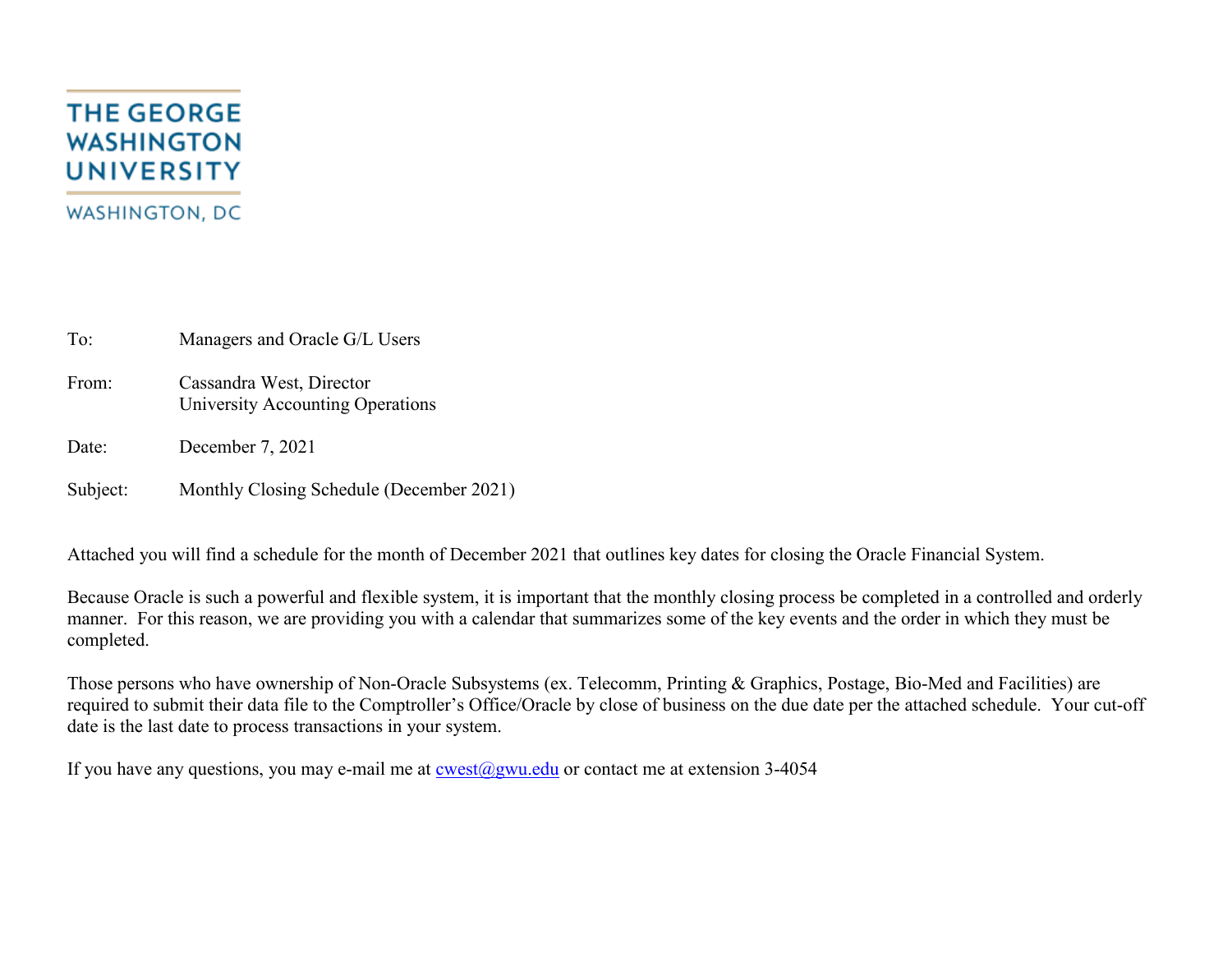THE GEORGE WASHINGTON UNIVERSITY

WASHINGTON, DC

To: Managers and Oracle G/L Users

From: Cassandra West, Director
University Accounting Operations

Date: December 7, 2021

Subject: Monthly Closing Schedule (December 2021)

Attached you will find a schedule for the month of December 2021 that outlines key dates for closing the Oracle Financial System.

Because Oracle is such a powerful and flexible system, it is important that the monthly closing process be completed in a controlled and orderly manner. For this reason, we are providing you with a calendar that summarizes some of the key events and the order in which they must be completed.

Those persons who have ownership of Non-Oracle Subsystems (ex. Telecomm, Printing & Graphics, Postage, Bio-Med and Facilities) are required to submit their data file to the Comptroller's Office/Oracle by close of business on the due date per the attached schedule. Your cut-off date is the last date to process transactions in your system.

If you have any questions, you may e-mail me at cwest@gwu.edu or contact me at extension 3-4054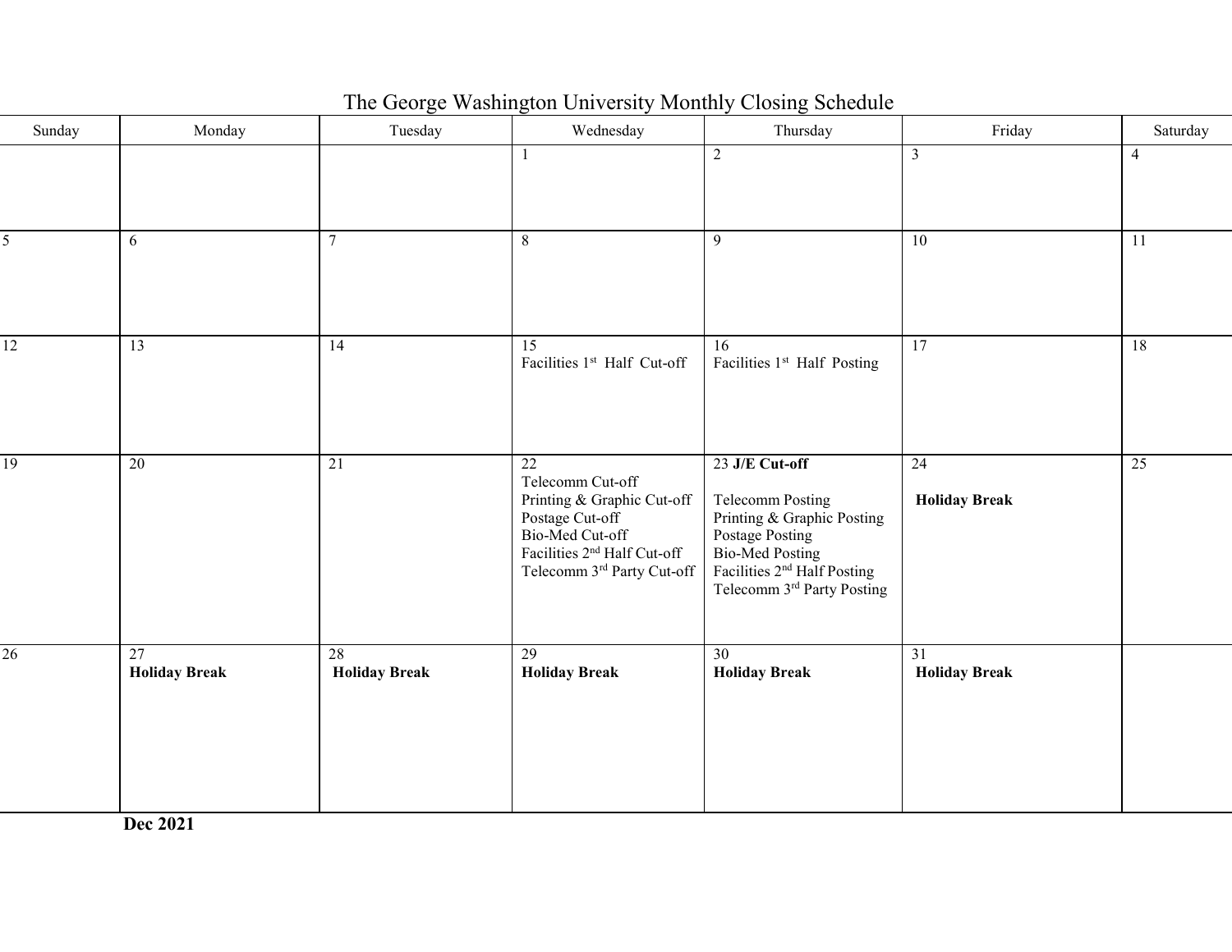# The George Washington University Monthly Closing Schedule

| Sunday | Monday | Tuesday | Wednesday | Thursday | Friday | Saturday |
|---|---|---|---|---|---|---|
| | | | 1 | 2 | 3 | 4 |
| 5 | 6 | 7 | 8 | 9 | 10 | 11 |
| 12 | 13 | 14 | 15<br>Facilities 1st Half Cut-off | 16<br>Facilities 1st Half Posting | 17 | 18 |
| 19 | 20 | 21 | 22<br>Telecomm Cut-off<br>Printing & Graphic Cut-off<br>Postage Cut-off<br>Bio-Med Cut-off<br>Facilities 2nd Half Cut-off<br>Telecomm 3rd Party Cut-off | 23 **J/E Cut-off**<br>Telecomm Posting<br>Printing & Graphic Posting<br>Postage Posting<br>Bio-Med Posting<br>Facilities 2nd Half Posting<br>Telecomm 3rd Party Posting | 24<br>**Holiday Break** | 25 |
| 26 | 27<br>**Holiday Break** | 28<br>**Holiday Break** | 29<br>**Holiday Break** | 30<br>**Holiday Break** | 31<br>**Holiday Break** | |

**Dec 2021**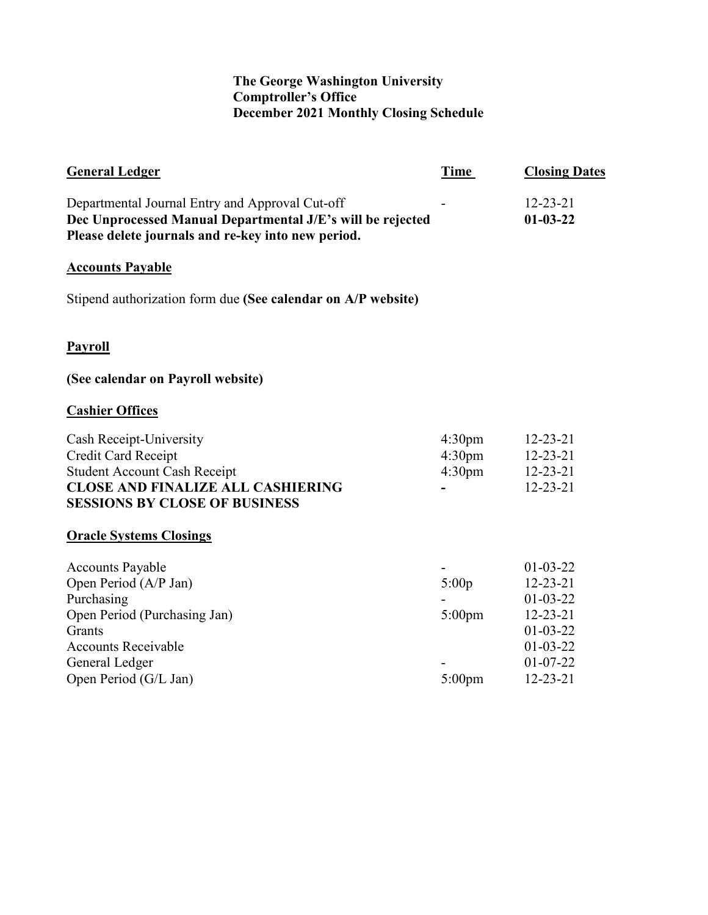**The George Washington University**
**Comptroller's Office**
**December 2021 Monthly Closing Schedule**

| **General Ledger** | **Time** | **Closing Dates** |
| --- | --- | --- |
| Departmental Journal Entry and Approval Cut-off | - | 12-23-21 |
| **Dec Unprocessed Manual Departmental J/E's will be rejected Please delete journals and re-key into new period.** | | **01-03-22** |

**Accounts Payable**

Stipend authorization form due **(See calendar on A/P website)**

**Payroll**

**(See calendar on Payroll website)**

**Cashier Offices**

| | | |
| --- | --- | --- |
| Cash Receipt-University | 4:30pm | 12-23-21 |
| Credit Card Receipt | 4:30pm | 12-23-21 |
| Student Account Cash Receipt | 4:30pm | 12-23-21 |
| **CLOSE AND FINALIZE ALL CASHIERING SESSIONS BY CLOSE OF BUSINESS** | **-** | 12-23-21 |

**Oracle Systems Closings**

| | | |
| --- | --- | --- |
| Accounts Payable | - | 01-03-22 |
| Open Period (A/P Jan) | 5:00p | 12-23-21 |
| Purchasing | - | 01-03-22 |
| Open Period (Purchasing Jan) | 5:00pm | 12-23-21 |
| Grants | | 01-03-22 |
| Accounts Receivable | | 01-03-22 |
| General Ledger | - | 01-07-22 |
| Open Period (G/L Jan) | 5:00pm | 12-23-21 |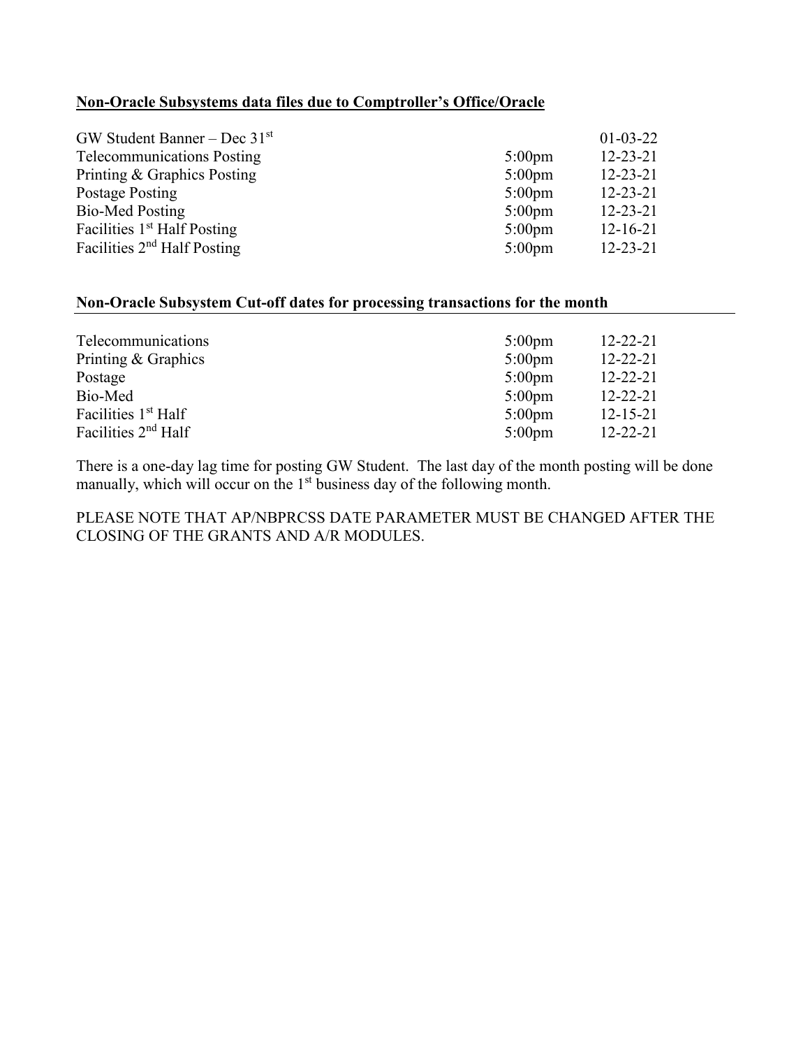**Non-Oracle Subsystems data files due to Comptroller's Office/Oracle**

| | | |
|---|---|---|
| GW Student Banner – Dec 31st | | 01-03-22 |
| Telecommunications Posting | 5:00pm | 12-23-21 |
| Printing & Graphics Posting | 5:00pm | 12-23-21 |
| Postage Posting | 5:00pm | 12-23-21 |
| Bio-Med Posting | 5:00pm | 12-23-21 |
| Facilities 1st Half Posting | 5:00pm | 12-16-21 |
| Facilities 2nd Half Posting | 5:00pm | 12-23-21 |

**Non-Oracle Subsystem Cut-off dates for processing transactions for the month**

| | | |
|---|---|---|
| Telecommunications | 5:00pm | 12-22-21 |
| Printing & Graphics | 5:00pm | 12-22-21 |
| Postage | 5:00pm | 12-22-21 |
| Bio-Med | 5:00pm | 12-22-21 |
| Facilities 1st Half | 5:00pm | 12-15-21 |
| Facilities 2nd Half | 5:00pm | 12-22-21 |

There is a one-day lag time for posting GW Student. The last day of the month posting will be done manually, which will occur on the 1st business day of the following month.

PLEASE NOTE THAT AP/NBPRCSS DATE PARAMETER MUST BE CHANGED AFTER THE CLOSING OF THE GRANTS AND A/R MODULES.